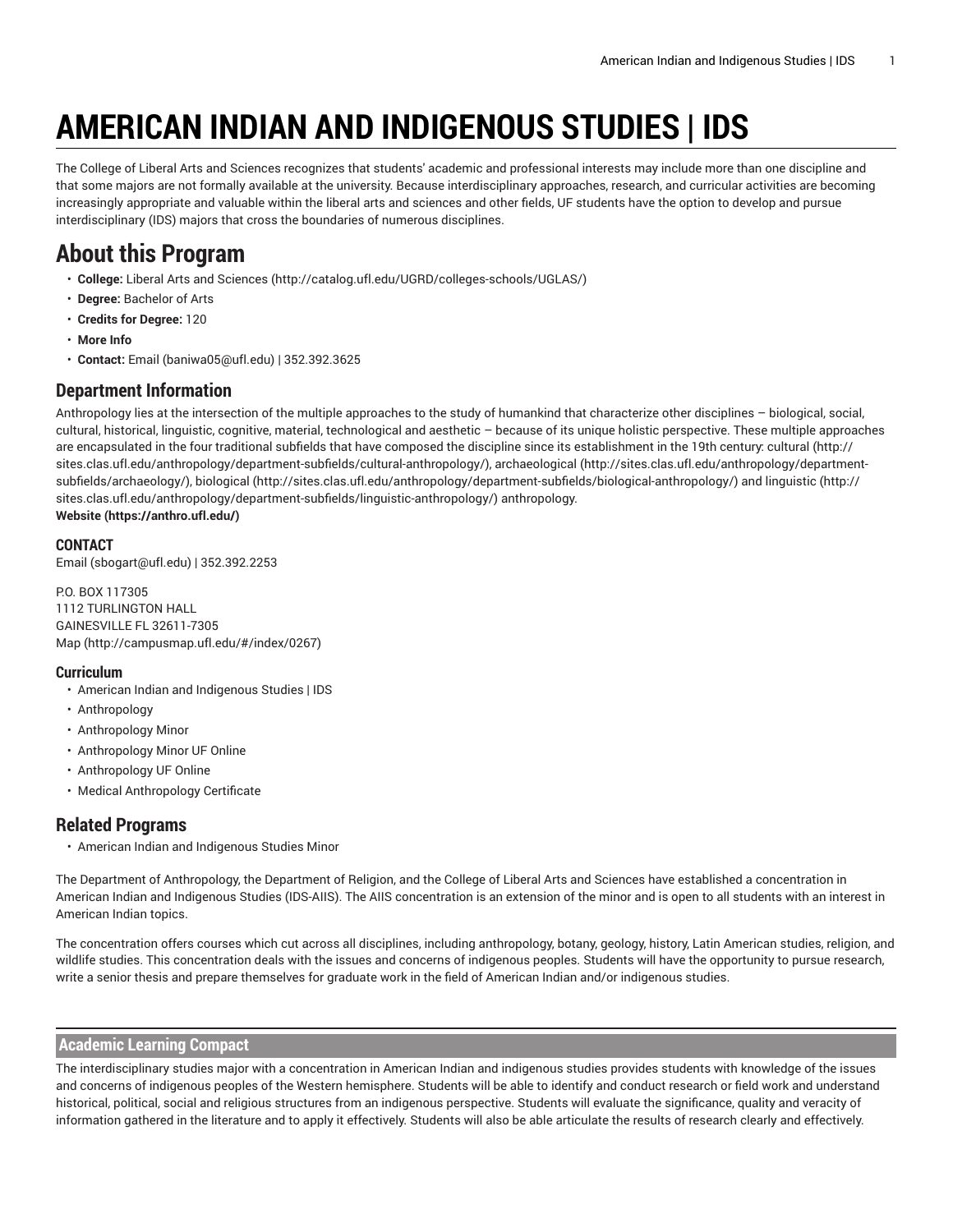# AMERICAN INDIAN AND INDIGENOUS STUDIES | IDS

The College of Liberal Arts and Sciences recognizes that students' academic and professional interests may include more than one discipline and that some majors are not formally available at the university. Because interdisciplinary approaches, research, and curricular activities are becoming increasingly appropriate and valuable within the liberal arts and sciences and other fields, UF students have the option to develop and pursue interdisciplinary (IDS) majors that cross the boundaries of numerous disciplines.

## About this Program

- **College:** Liberal Arts and Sciences (http://catalog.ufl.edu/UGRD/colleges-schools/UGLAS/)
- **Degree:** Bachelor of Arts
- **Credits for Degree:** 120
- **More Info**
- **Contact:** Email (baniwa05@ufl.edu) | 352.392.3625

### Department Information

Anthropology lies at the intersection of the multiple approaches to the study of humankind that characterize other disciplines – biological, social, cultural, historical, linguistic, cognitive, material, technological and aesthetic – because of its unique holistic perspective. These multiple approaches are encapsulated in the four traditional subfields that have composed the discipline since its establishment in the 19th century: cultural (http://sites.clas.ufl.edu/anthropology/department-subfields/cultural-anthropology/), archaeological (http://sites.clas.ufl.edu/anthropology/department-subfields/archaeology/), biological (http://sites.clas.ufl.edu/anthropology/department-subfields/biological-anthropology/) and linguistic (http://sites.clas.ufl.edu/anthropology/department-subfields/linguistic-anthropology/) anthropology.
**Website (https://anthro.ufl.edu/)**

#### CONTACT

Email (sbogart@ufl.edu) | 352.392.2253

P.O. BOX 117305
1112 TURLINGTON HALL
GAINESVILLE FL 32611-7305
Map (http://campusmap.ufl.edu/#/index/0267)

#### Curriculum

- American Indian and Indigenous Studies | IDS
- Anthropology
- Anthropology Minor
- Anthropology Minor UF Online
- Anthropology UF Online
- Medical Anthropology Certificate

### Related Programs

- American Indian and Indigenous Studies Minor

The Department of Anthropology, the Department of Religion, and the College of Liberal Arts and Sciences have established a concentration in American Indian and Indigenous Studies (IDS-AIIS). The AIIS concentration is an extension of the minor and is open to all students with an interest in American Indian topics.

The concentration offers courses which cut across all disciplines, including anthropology, botany, geology, history, Latin American studies, religion, and wildlife studies. This concentration deals with the issues and concerns of indigenous peoples. Students will have the opportunity to pursue research, write a senior thesis and prepare themselves for graduate work in the field of American Indian and/or indigenous studies.

### Academic Learning Compact

The interdisciplinary studies major with a concentration in American Indian and indigenous studies provides students with knowledge of the issues and concerns of indigenous peoples of the Western hemisphere. Students will be able to identify and conduct research or field work and understand historical, political, social and religious structures from an indigenous perspective. Students will evaluate the significance, quality and veracity of information gathered in the literature and to apply it effectively. Students will also be able articulate the results of research clearly and effectively.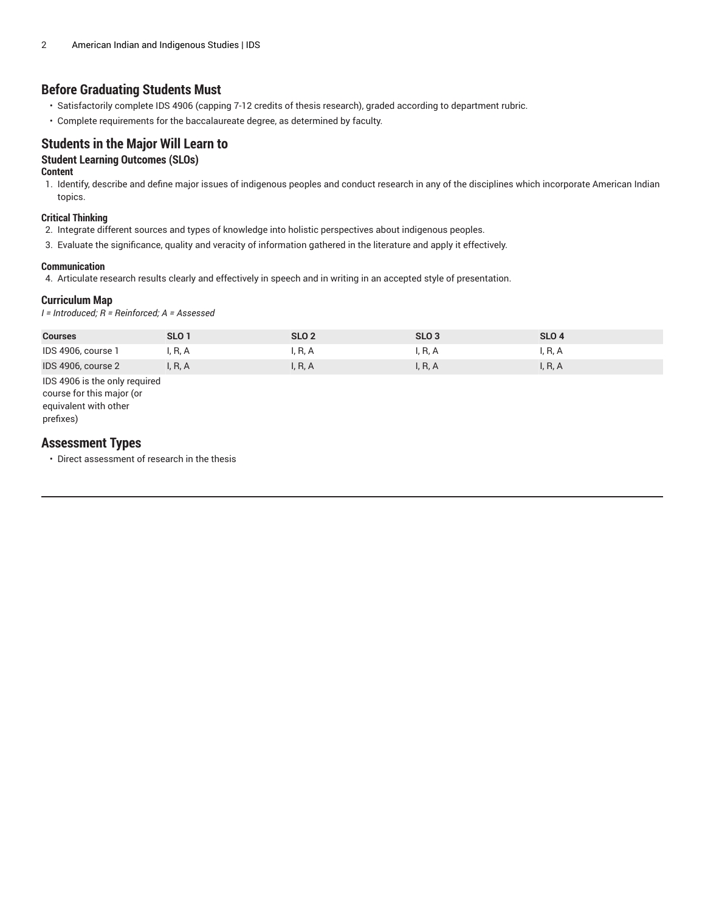## Before Graduating Students Must

- Satisfactorily complete IDS 4906 (capping 7-12 credits of thesis research), graded according to department rubric.
- Complete requirements for the baccalaureate degree, as determined by faculty.

## Students in the Major Will Learn to

### Student Learning Outcomes (SLOs)

**Content**

1. Identify, describe and define major issues of indigenous peoples and conduct research in any of the disciplines which incorporate American Indian topics.

**Critical Thinking**

2. Integrate different sources and types of knowledge into holistic perspectives about indigenous peoples.
3. Evaluate the significance, quality and veracity of information gathered in the literature and apply it effectively.

**Communication**

4. Articulate research results clearly and effectively in speech and in writing in an accepted style of presentation.

### Curriculum Map

*I = Introduced; R = Reinforced; A = Assessed*

| Courses | SLO 1 | SLO 2 | SLO 3 | SLO 4 |
|---|---|---|---|---|
| IDS 4906, course 1 | I, R, A | I, R, A | I, R, A | I, R, A |
| IDS 4906, course 2 | I, R, A | I, R, A | I, R, A | I, R, A |
| IDS 4906 is the only required course for this major (or equivalent with other prefixes) | | | | |

## Assessment Types

- Direct assessment of research in the thesis